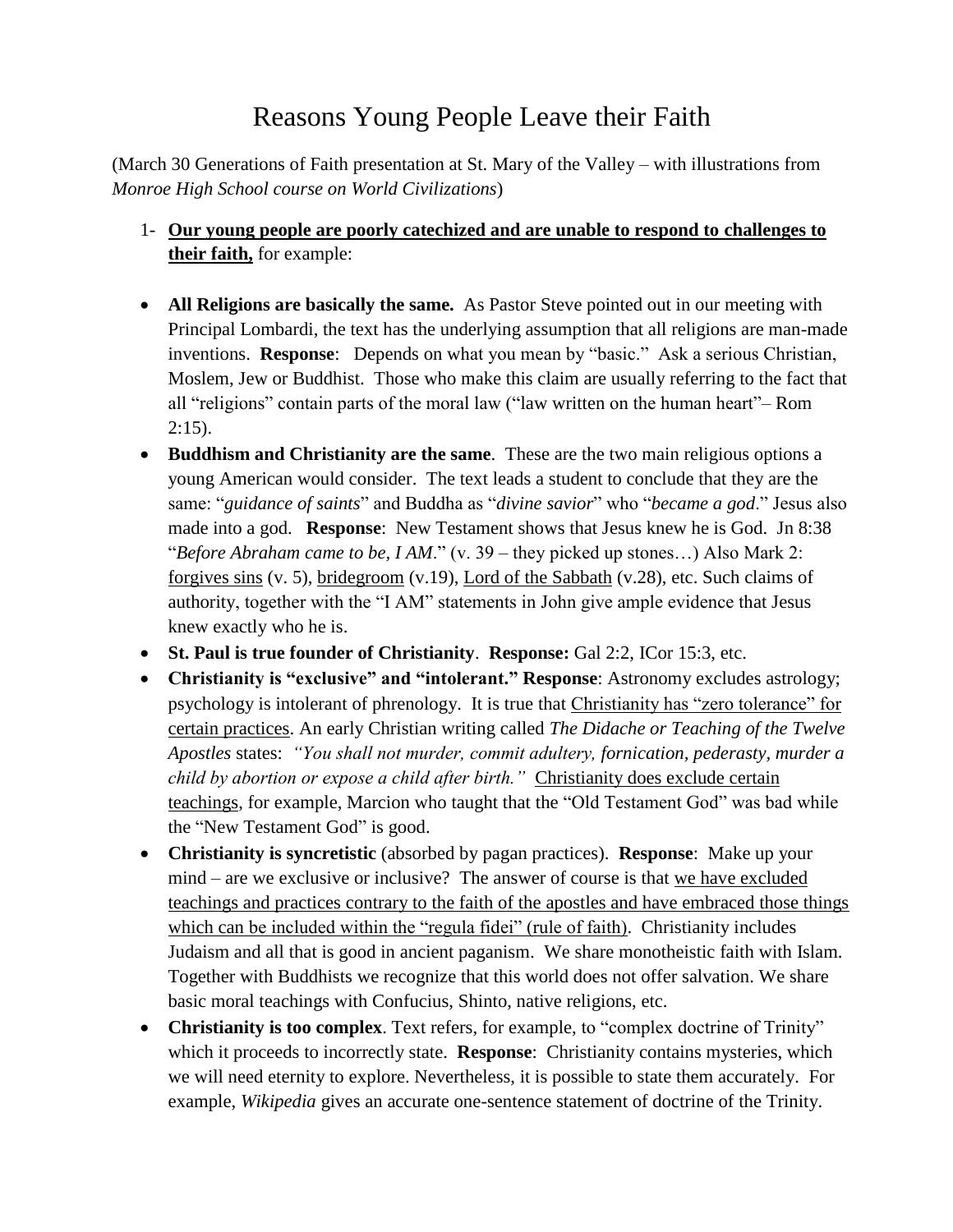# Reasons Young People Leave their Faith

(March 30 Generations of Faith presentation at St. Mary of the Valley – with illustrations from *Monroe High School course on World Civilizations*)

1- **Our young people are poorly catechized and are unable to respond to challenges to their faith,** for example:

- **All Religions are basically the same.** As Pastor Steve pointed out in our meeting with Principal Lombardi, the text has the underlying assumption that all religions are man-made inventions. **Response**: Depends on what you mean by "basic." Ask a serious Christian, Moslem, Jew or Buddhist. Those who make this claim are usually referring to the fact that all "religions" contain parts of the moral law ("law written on the human heart"– Rom 2:15).
- **Buddhism and Christianity are the same**. These are the two main religious options a young American would consider. The text leads a student to conclude that they are the same: "*guidance of saints*" and Buddha as "*divine savior*" who "*became a god*." Jesus also made into a god. **Response**: New Testament shows that Jesus knew he is God. Jn 8:38 "*Before Abraham came to be, I AM*." (v. 39 – they picked up stones…) Also Mark 2: <u>forgives sins</u> (v. 5), <u>bridegroom</u> (v.19), <u>Lord of the Sabbath</u> (v.28), etc. Such claims of authority, together with the "I AM" statements in John give ample evidence that Jesus knew exactly who he is.
- **St. Paul is true founder of Christianity**. **Response:** Gal 2:2, ICor 15:3, etc.
- **Christianity is "exclusive" and "intolerant." Response**: Astronomy excludes astrology; psychology is intolerant of phrenology. It is true that <u>Christianity has "zero tolerance" for certain practices</u>. An early Christian writing called *The Didache or Teaching of the Twelve Apostles* states: *"You shall not murder, commit adultery, fornication, pederasty, murder a child by abortion or expose a child after birth."* <u>Christianity does exclude certain teachings</u>, for example, Marcion who taught that the "Old Testament God" was bad while the "New Testament God" is good.
- **Christianity is syncretistic** (absorbed by pagan practices). **Response**: Make up your mind – are we exclusive or inclusive? The answer of course is that <u>we have excluded teachings and practices contrary to the faith of the apostles and have embraced those things which can be included within the "regula fidei" (rule of faith)</u>. Christianity includes Judaism and all that is good in ancient paganism. We share monotheistic faith with Islam. Together with Buddhists we recognize that this world does not offer salvation. We share basic moral teachings with Confucius, Shinto, native religions, etc.
- **Christianity is too complex**. Text refers, for example, to "complex doctrine of Trinity" which it proceeds to incorrectly state. **Response**: Christianity contains mysteries, which we will need eternity to explore. Nevertheless, it is possible to state them accurately. For example, *Wikipedia* gives an accurate one-sentence statement of doctrine of the Trinity.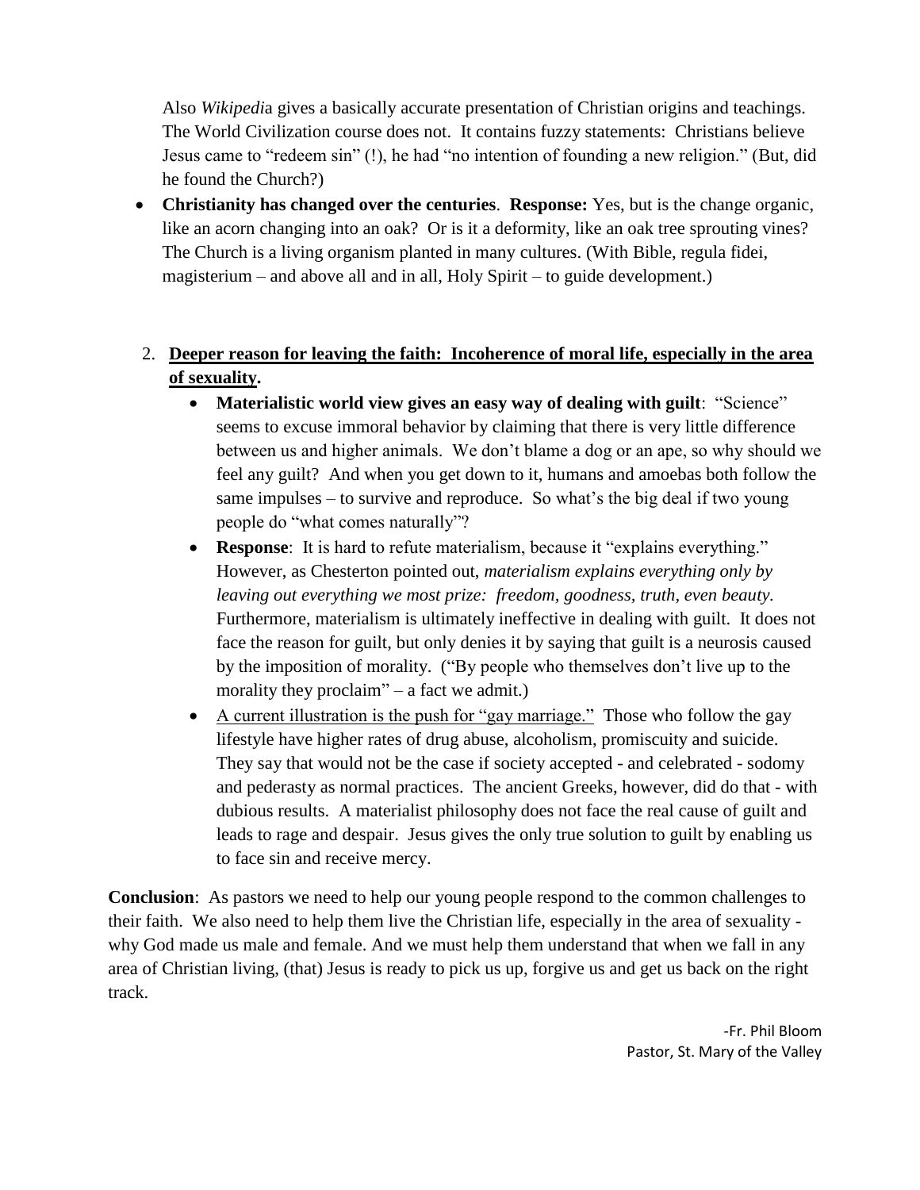Also *Wikipedia* gives a basically accurate presentation of Christian origins and teachings. The World Civilization course does not. It contains fuzzy statements: Christians believe Jesus came to "redeem sin" (!), he had "no intention of founding a new religion." (But, did he found the Church?)

- **Christianity has changed over the centuries**. **Response:** Yes, but is the change organic, like an acorn changing into an oak? Or is it a deformity, like an oak tree sprouting vines? The Church is a living organism planted in many cultures. (With Bible, regula fidei, magisterium – and above all and in all, Holy Spirit – to guide development.)

2. **<u>Deeper reason for leaving the faith: Incoherence of moral life, especially in the area of sexuality</u>.**
   - **Materialistic world view gives an easy way of dealing with guilt**: "Science" seems to excuse immoral behavior by claiming that there is very little difference between us and higher animals. We don't blame a dog or an ape, so why should we feel any guilt? And when you get down to it, humans and amoebas both follow the same impulses – to survive and reproduce. So what's the big deal if two young people do "what comes naturally"?
   - **Response**: It is hard to refute materialism, because it "explains everything." However, as Chesterton pointed out, *materialism explains everything only by leaving out everything we most prize: freedom, goodness, truth, even beauty.* Furthermore, materialism is ultimately ineffective in dealing with guilt. It does not face the reason for guilt, but only denies it by saying that guilt is a neurosis caused by the imposition of morality. ("By people who themselves don't live up to the morality they proclaim" – a fact we admit.)
   - <u>A current illustration is the push for "gay marriage."</u> Those who follow the gay lifestyle have higher rates of drug abuse, alcoholism, promiscuity and suicide. They say that would not be the case if society accepted - and celebrated - sodomy and pederasty as normal practices. The ancient Greeks, however, did do that - with dubious results. A materialist philosophy does not face the real cause of guilt and leads to rage and despair. Jesus gives the only true solution to guilt by enabling us to face sin and receive mercy.

**Conclusion**: As pastors we need to help our young people respond to the common challenges to their faith. We also need to help them live the Christian life, especially in the area of sexuality - why God made us male and female. And we must help them understand that when we fall in any area of Christian living, (that) Jesus is ready to pick us up, forgive us and get us back on the right track.

-Fr. Phil Bloom
Pastor, St. Mary of the Valley